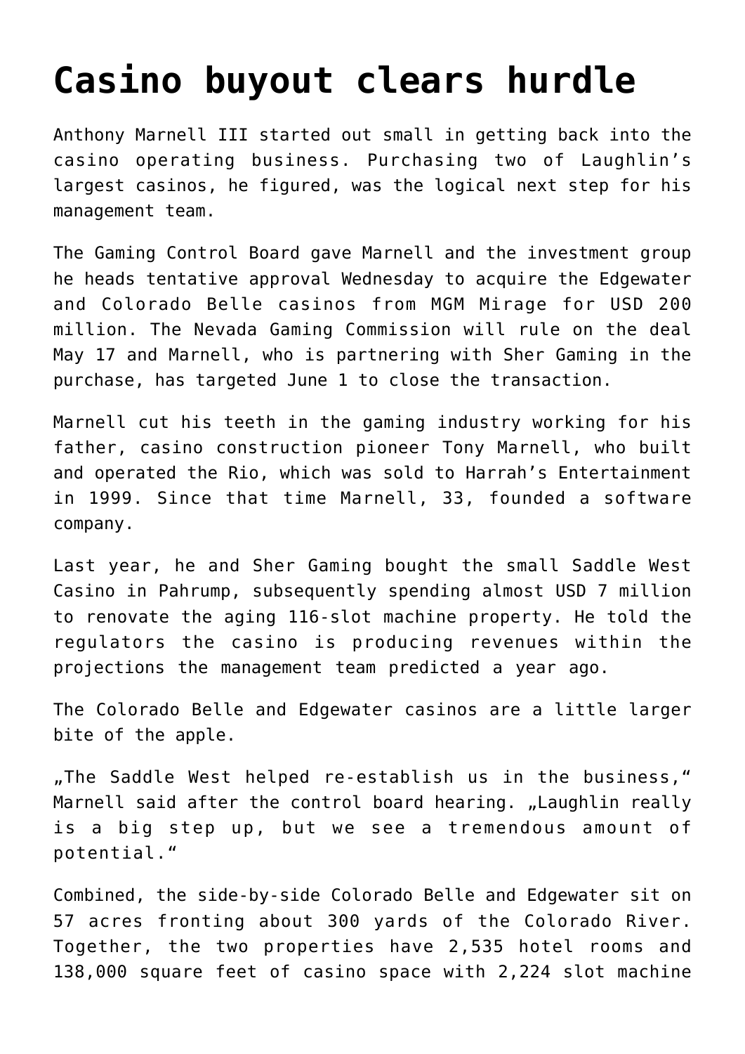# Casino buyout clears hurdle

Anthony Marnell III started out small in getting back into the casino operating business. Purchasing two of Laughlin's largest casinos, he figured, was the logical next step for his management team.

The Gaming Control Board gave Marnell and the investment group he heads tentative approval Wednesday to acquire the Edgewater and Colorado Belle casinos from MGM Mirage for USD 200 million. The Nevada Gaming Commission will rule on the deal May 17 and Marnell, who is partnering with Sher Gaming in the purchase, has targeted June 1 to close the transaction.

Marnell cut his teeth in the gaming industry working for his father, casino construction pioneer Tony Marnell, who built and operated the Rio, which was sold to Harrah's Entertainment in 1999. Since that time Marnell, 33, founded a software company.

Last year, he and Sher Gaming bought the small Saddle West Casino in Pahrump, subsequently spending almost USD 7 million to renovate the aging 116-slot machine property. He told the regulators the casino is producing revenues within the projections the management team predicted a year ago.

The Colorado Belle and Edgewater casinos are a little larger bite of the apple.

„The Saddle West helped re-establish us in the business," Marnell said after the control board hearing. „Laughlin really is a big step up, but we see a tremendous amount of potential."

Combined, the side-by-side Colorado Belle and Edgewater sit on 57 acres fronting about 300 yards of the Colorado River. Together, the two properties have 2,535 hotel rooms and 138,000 square feet of casino space with 2,224 slot machine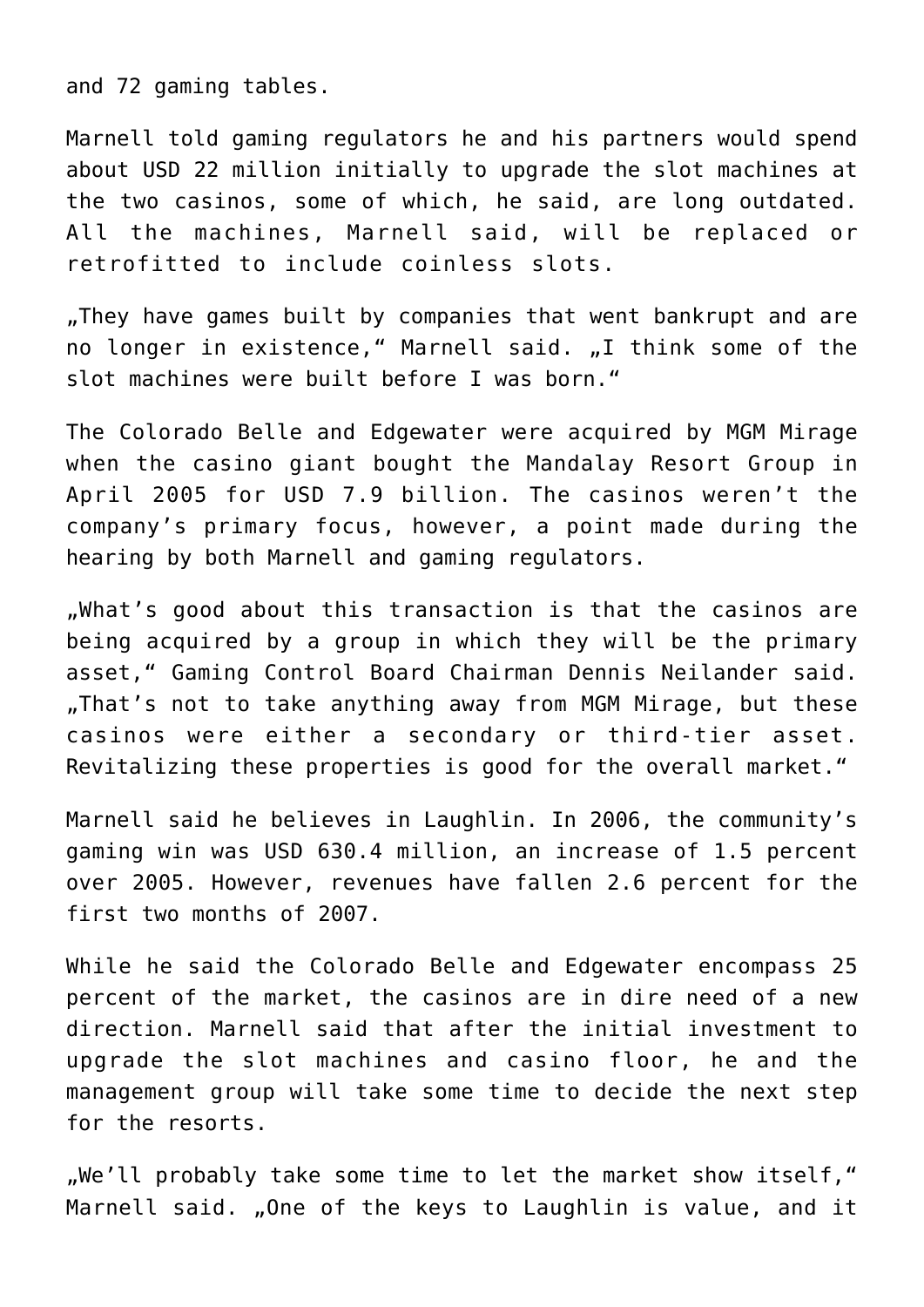and 72 gaming tables.

Marnell told gaming regulators he and his partners would spend about USD 22 million initially to upgrade the slot machines at the two casinos, some of which, he said, are long outdated. All the machines, Marnell said, will be replaced or retrofitted to include coinless slots.

„They have games built by companies that went bankrupt and are no longer in existence," Marnell said. „I think some of the slot machines were built before I was born."

The Colorado Belle and Edgewater were acquired by MGM Mirage when the casino giant bought the Mandalay Resort Group in April 2005 for USD 7.9 billion. The casinos weren't the company's primary focus, however, a point made during the hearing by both Marnell and gaming regulators.

„What's good about this transaction is that the casinos are being acquired by a group in which they will be the primary asset," Gaming Control Board Chairman Dennis Neilander said. „That's not to take anything away from MGM Mirage, but these casinos were either a secondary or third-tier asset. Revitalizing these properties is good for the overall market."

Marnell said he believes in Laughlin. In 2006, the community's gaming win was USD 630.4 million, an increase of 1.5 percent over 2005. However, revenues have fallen 2.6 percent for the first two months of 2007.

While he said the Colorado Belle and Edgewater encompass 25 percent of the market, the casinos are in dire need of a new direction. Marnell said that after the initial investment to upgrade the slot machines and casino floor, he and the management group will take some time to decide the next step for the resorts.

„We'll probably take some time to let the market show itself," Marnell said. „One of the keys to Laughlin is value, and it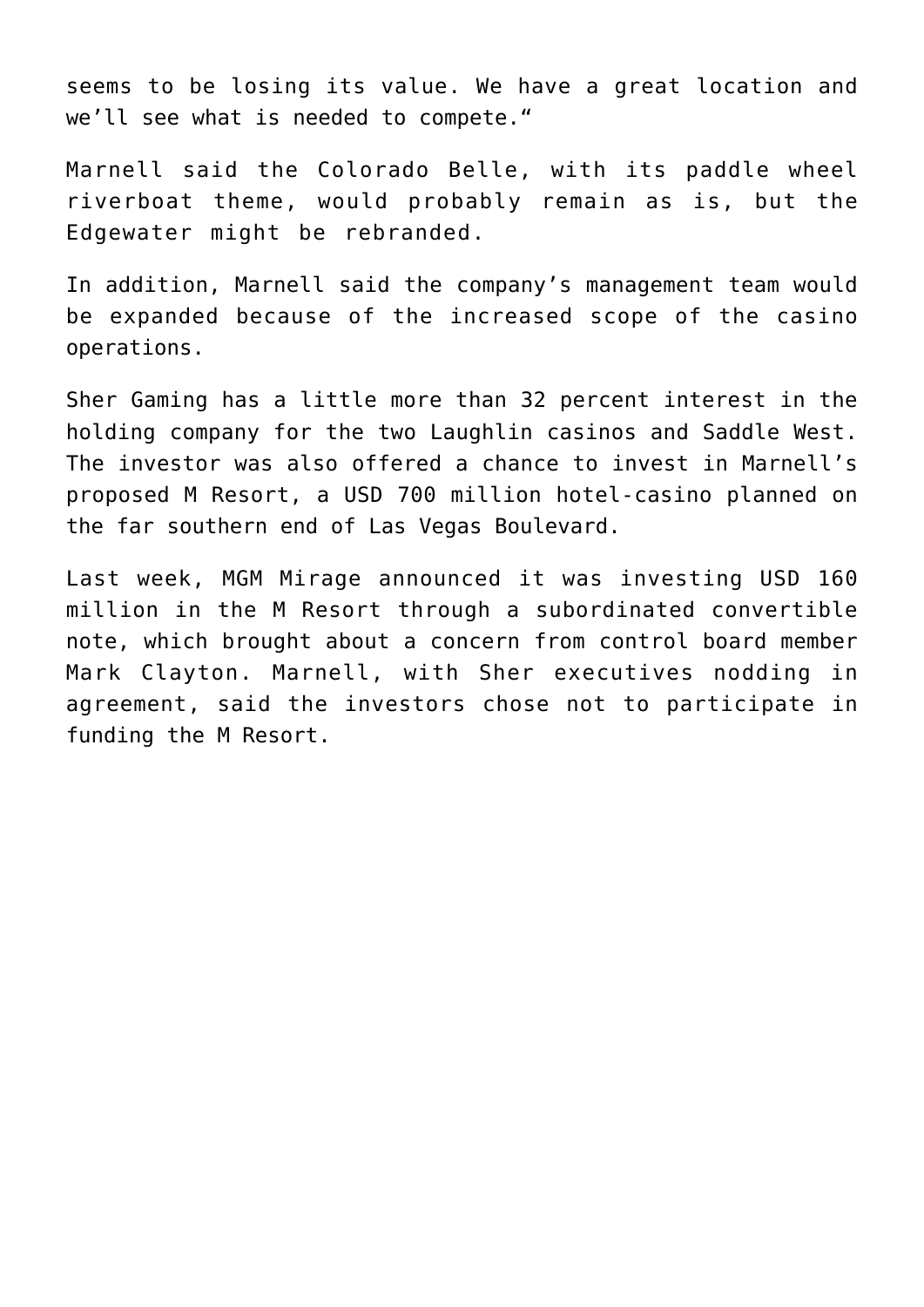seems to be losing its value. We have a great location and we'll see what is needed to compete."

Marnell said the Colorado Belle, with its paddle wheel riverboat theme, would probably remain as is, but the Edgewater might be rebranded.

In addition, Marnell said the company's management team would be expanded because of the increased scope of the casino operations.

Sher Gaming has a little more than 32 percent interest in the holding company for the two Laughlin casinos and Saddle West. The investor was also offered a chance to invest in Marnell's proposed M Resort, a USD 700 million hotel-casino planned on the far southern end of Las Vegas Boulevard.

Last week, MGM Mirage announced it was investing USD 160 million in the M Resort through a subordinated convertible note, which brought about a concern from control board member Mark Clayton. Marnell, with Sher executives nodding in agreement, said the investors chose not to participate in funding the M Resort.